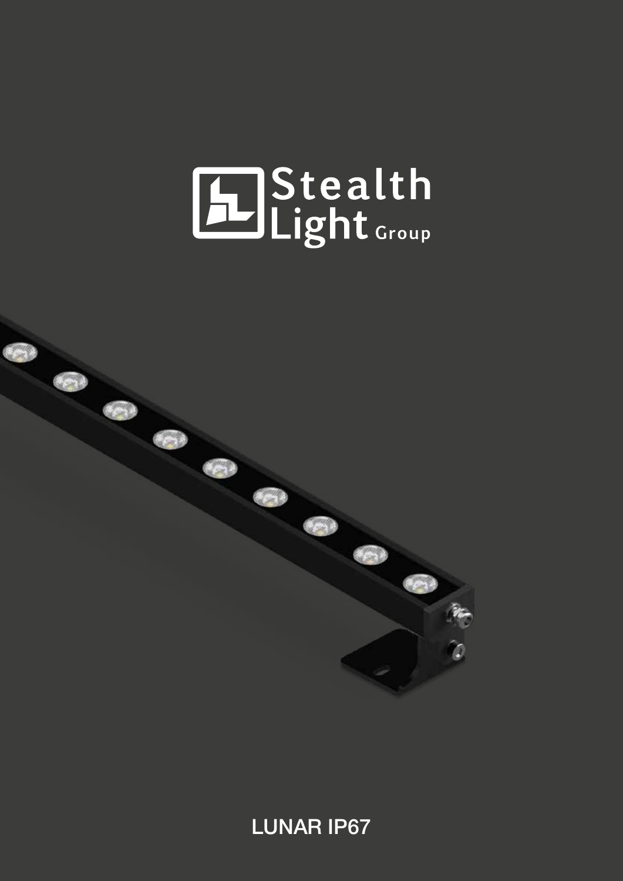Stealth Light Group

# LUNAR IP67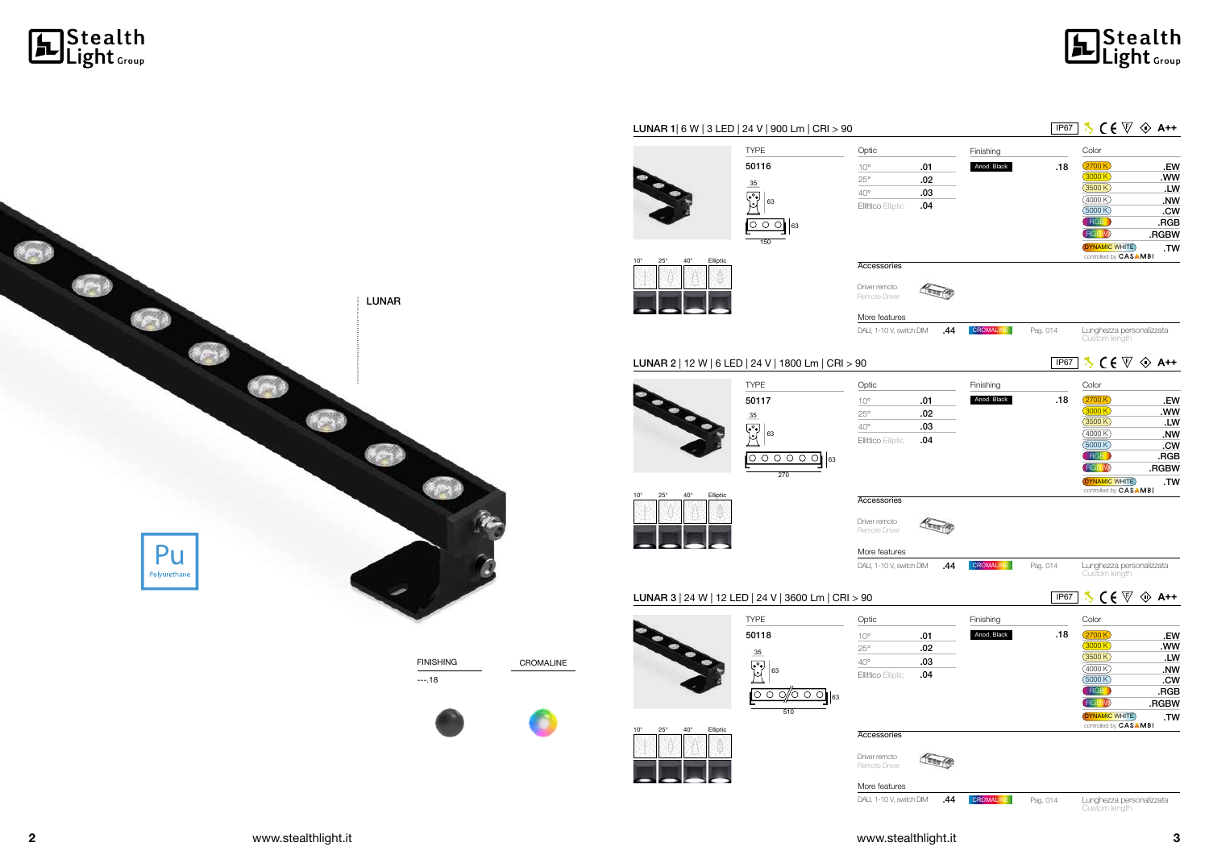LUNAR

Pu
Polyurethane

| FINISHING | CROMALINE |
| --- | --- |
| ---.18 | |

## LUNAR 1 | 6 W | 3 LED | 24 V | 900 Lm | CRI > 90

IP67 A++

| TYPE | Optic | | Finishing | | Color | |
| --- | --- | --- | --- | --- | --- | --- |
| 50116 | 10° | .01 | Anod. Black | .18 | 2700 K | .EW |
| | 25° | .02 | | | 3000 K | .WW |
| | 40° | .03 | | | 3500 K | .LW |
| | Ellittico Elliptic | .04 | | | 4000 K | .NW |
| | | | | | 5000 K | .CW |
| | | | | | RGB | .RGB |
| | | | | | RGBW | .RGBW |
| | | | | | DYNAMIC WHITE controlled by CASAMBI | .TW |

35 | 63 | 63 | 150

10° 25° 40° Elliptic

Accessories

Driver remoto
Remote Driver

More features

DALI, 1-10 V, switch DIM .44 CROMALINE Pag. 014 Lunghezza personalizzata Custom length

## LUNAR 2 | 12 W | 6 LED | 24 V | 1800 Lm | CRI > 90

IP67 A++

| TYPE | Optic | | Finishing | | Color | |
| --- | --- | --- | --- | --- | --- | --- |
| 50117 | 10° | .01 | Anod. Black | .18 | 2700 K | .EW |
| | 25° | .02 | | | 3000 K | .WW |
| | 40° | .03 | | | 3500 K | .LW |
| | Ellittico Elliptic | .04 | | | 4000 K | .NW |
| | | | | | 5000 K | .CW |
| | | | | | RGB | .RGB |
| | | | | | RGBW | .RGBW |
| | | | | | DYNAMIC WHITE controlled by CASAMBI | .TW |

35 | 63 | 63 | 270

10° 25° 40° Elliptic

Accessories

Driver remoto
Remote Driver

More features

DALI, 1-10 V, switch DIM .44 CROMALINE Pag. 014 Lunghezza personalizzata Custom length

## LUNAR 3 | 24 W | 12 LED | 24 V | 3600 Lm | CRI > 90

IP67 A++

| TYPE | Optic | | Finishing | | Color | |
| --- | --- | --- | --- | --- | --- | --- |
| 50118 | 10° | .01 | Anod. Black | .18 | 2700 K | .EW |
| | 25° | .02 | | | 3000 K | .WW |
| | 40° | .03 | | | 3500 K | .LW |
| | Ellittico Elliptic | .04 | | | 4000 K | .NW |
| | | | | | 5000 K | .CW |
| | | | | | RGB | .RGB |
| | | | | | RGBW | .RGBW |
| | | | | | DYNAMIC WHITE controlled by CASAMBI | .TW |

35 | 63 | 63 | 510

10° 25° 40° Elliptic

Accessories

Driver remoto
Remote Driver

More features

DALI, 1-10 V, switch DIM .44 CROMALINE Pag. 014 Lunghezza personalizzata Custom length

www.stealthlight.it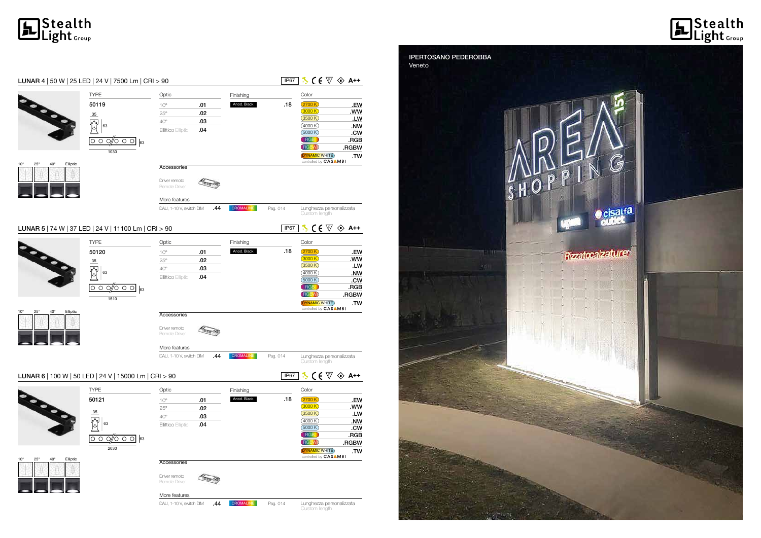## LUNAR 4 | 50 W | 25 LED | 24 V | 7500 Lm | CRI > 90

IP67 · A++

| TYPE | Optic | | Finishing | | Color | |
|---|---|---|---|---|---|---|
| 50119 | 10° | .01 | Anod. Black | .18 | 2700 K | .EW |
| | 25° | .02 | | | 3000 K | .WW |
| | 40° | .03 | | | 3500 K | .LW |
| | Ellittico Elliptic | .04 | | | 4000 K | .NW |
| | | | | | 5000 K | .CW |
| | | | | | RGB | .RGB |
| | | | | | RGBW | .RGBW |
| | | | | | DYNAMIC WHITE controlled by CASAMBI | .TW |

Dimensions: 35 / 63 / 1030

10° · 25° · 40° · Elliptic

**Accessories**

Driver remoto
Remote Driver

**More features**

| DALI, 1-10 V, switch DIM | .44 | CROMALINE | Pag. 014 | Lunghezza personalizzata Custom length |
|---|---|---|---|---|

## LUNAR 5 | 74 W | 37 LED | 24 V | 11100 Lm | CRI > 90

IP67 · A++

| TYPE | Optic | | Finishing | | Color | |
|---|---|---|---|---|---|---|
| 50120 | 10° | .01 | Anod. Black | .18 | 2700 K | .EW |
| | 25° | .02 | | | 3000 K | .WW |
| | 40° | .03 | | | 3500 K | .LW |
| | Ellittico Elliptic | .04 | | | 4000 K | .NW |
| | | | | | 5000 K | .CW |
| | | | | | RGB | .RGB |
| | | | | | RGBW | .RGBW |
| | | | | | DYNAMIC WHITE controlled by CASAMBI | .TW |

Dimensions: 35 / 63 / 1510

10° · 25° · 40° · Elliptic

**Accessories**

Driver remoto
Remote Driver

**More features**

| DALI, 1-10 V, switch DIM | .44 | CROMALINE | Pag. 014 | Lunghezza personalizzata Custom length |
|---|---|---|---|---|

## LUNAR 6 | 100 W | 50 LED | 24 V | 15000 Lm | CRI > 90

IP67 · A++

| TYPE | Optic | | Finishing | | Color | |
|---|---|---|---|---|---|---|
| 50121 | 10° | .01 | Anod. Black | .18 | 2700 K | .EW |
| | 25° | .02 | | | 3000 K | .WW |
| | 40° | .03 | | | 3500 K | .LW |
| | Ellittico Elliptic | .04 | | | 4000 K | .NW |
| | | | | | 5000 K | .CW |
| | | | | | RGB | .RGB |
| | | | | | RGBW | .RGBW |
| | | | | | DYNAMIC WHITE controlled by CASAMBI | .TW |

Dimensions: 35 / 63 / 2030

10° · 25° · 40° · Elliptic

**Accessories**

Driver remoto
Remote Driver

**More features**

| DALI, 1-10 V, switch DIM | .44 | CROMALINE | Pag. 014 | Lunghezza personalizzata Custom length |
|---|---|---|---|---|

IPERTOSANO PEDEROBBA
Veneto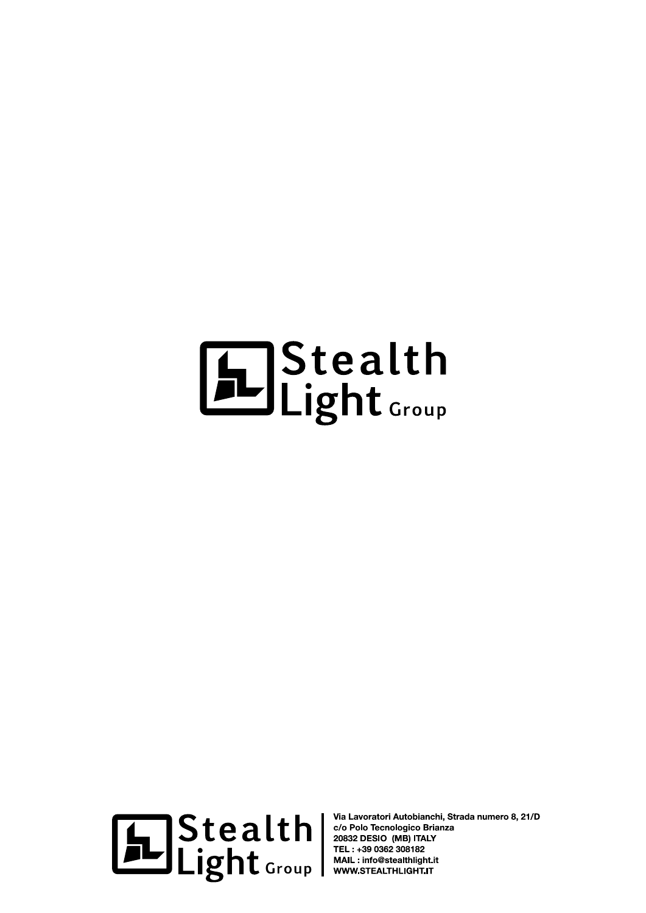Stealth Light Group

Stealth Light Group

Via Lavoratori Autobianchi, Strada numero 8, 21/D
c/o Polo Tecnologico Brianza
20832 DESIO (MB) ITALY
TEL : +39 0362 308182
MAIL : info@stealthlight.it
WWW.STEALTHLIGHT.IT